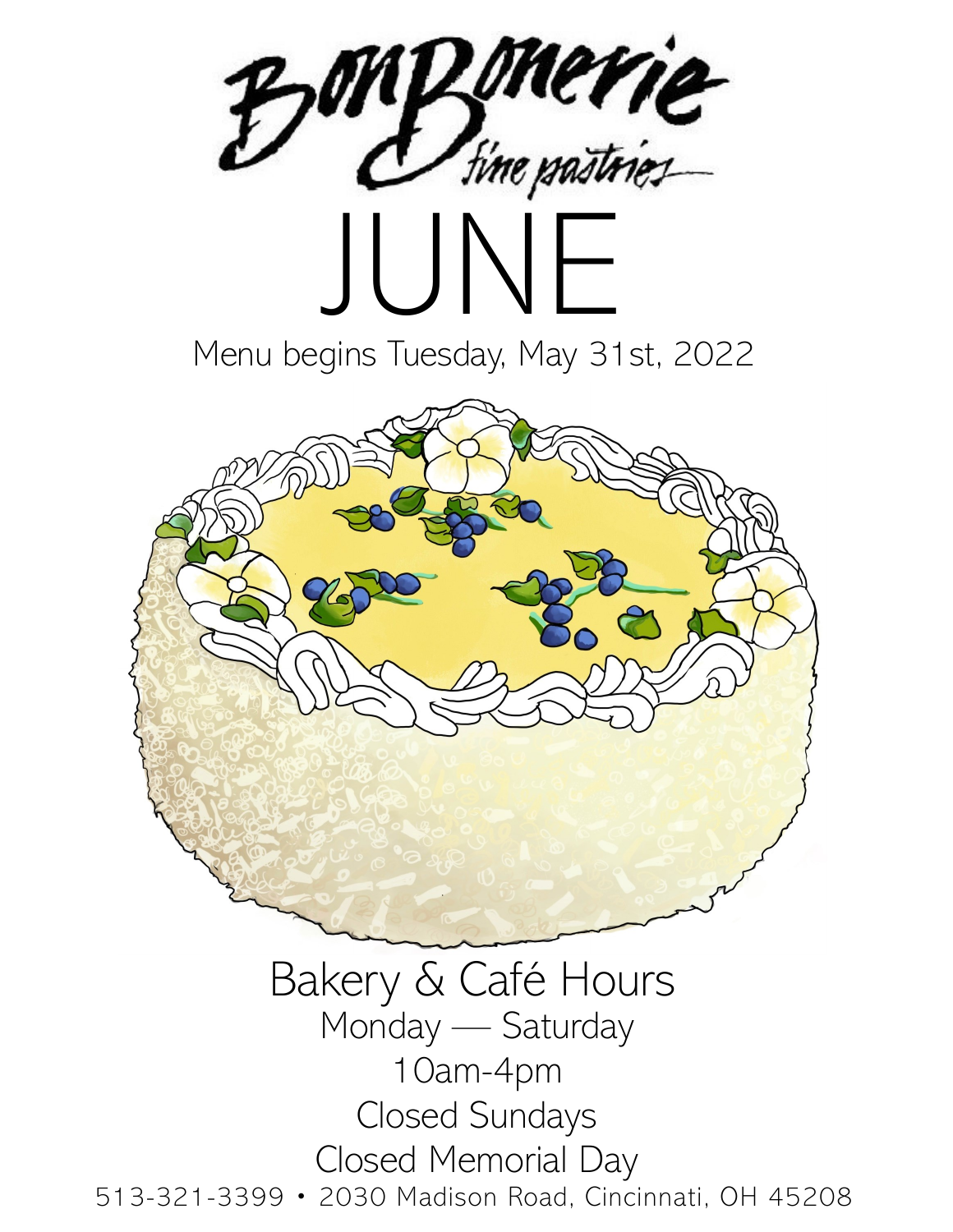# BonBonerie

*fine pastries*

# JUNE

Menu begins Tuesday, May 31st, 2022

## Bakery & Café Hours

Monday — Saturday

10am-4pm

Closed Sundays

Closed Memorial Day

513-321-3399 • 2030 Madison Road, Cincinnati, OH 45208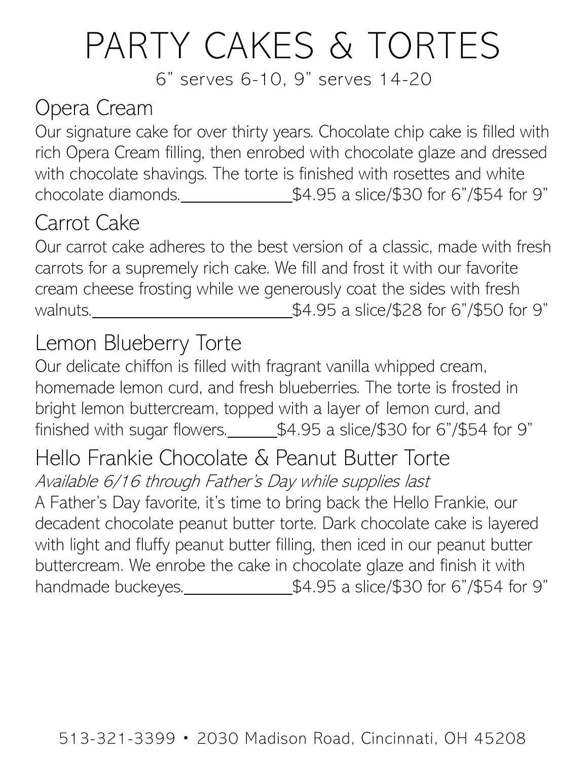# PARTY CAKES & TORTES

6" serves 6-10, 9" serves 14-20

## Opera Cream

Our signature cake for over thirty years. Chocolate chip cake is filled with rich Opera Cream filling, then enrobed with chocolate glaze and dressed with chocolate shavings. The torte is finished with rosettes and white chocolate diamonds. $4.95 a slice/$30 for 6"/$54 for 9"

## Carrot Cake

Our carrot cake adheres to the best version of a classic, made with fresh carrots for a supremely rich cake. We fill and frost it with our favorite cream cheese frosting while we generously coat the sides with fresh walnuts. $4.95 a slice/$28 for 6"/$50 for 9"

## Lemon Blueberry Torte

Our delicate chiffon is filled with fragrant vanilla whipped cream, homemade lemon curd, and fresh blueberries. The torte is frosted in bright lemon buttercream, topped with a layer of lemon curd, and finished with sugar flowers. $4.95 a slice/$30 for 6"/$54 for 9"

## Hello Frankie Chocolate & Peanut Butter Torte

*Available 6/16 through Father's Day while supplies last*

A Father's Day favorite, it's time to bring back the Hello Frankie, our decadent chocolate peanut butter torte. Dark chocolate cake is layered with light and fluffy peanut butter filling, then iced in our peanut butter buttercream. We enrobe the cake in chocolate glaze and finish it with handmade buckeyes. $4.95 a slice/$30 for 6"/$54 for 9"

513-321-3399 • 2030 Madison Road, Cincinnati, OH 45208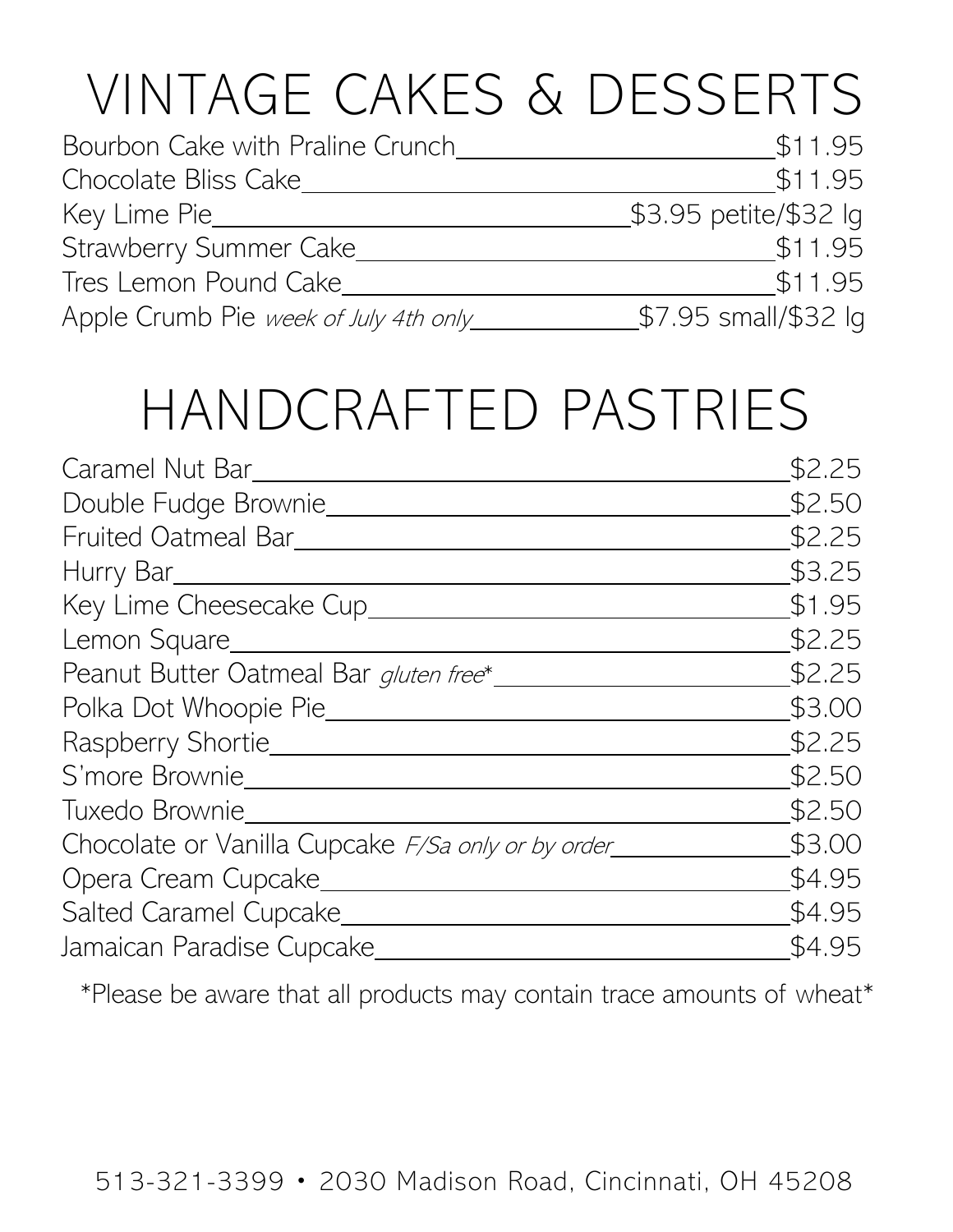# VINTAGE CAKES & DESSERTS

| Item | Price |
|---|---|
| Bourbon Cake with Praline Crunch | $11.95 |
| Chocolate Bliss Cake | $11.95 |
| Key Lime Pie | $3.95 petite/$32 lg |
| Strawberry Summer Cake | $11.95 |
| Tres Lemon Pound Cake | $11.95 |
| Apple Crumb Pie *week of July 4th only* | $7.95 small/$32 lg |

# HANDCRAFTED PASTRIES

| Item | Price |
|---|---|
| Caramel Nut Bar | $2.25 |
| Double Fudge Brownie | $2.50 |
| Fruited Oatmeal Bar | $2.25 |
| Hurry Bar | $3.25 |
| Key Lime Cheesecake Cup | $1.95 |
| Lemon Square | $2.25 |
| Peanut Butter Oatmeal Bar *gluten free** | $2.25 |
| Polka Dot Whoopie Pie | $3.00 |
| Raspberry Shortie | $2.25 |
| S'more Brownie | $2.50 |
| Tuxedo Brownie | $2.50 |
| Chocolate or Vanilla Cupcake *F/Sa only or by order* | $3.00 |
| Opera Cream Cupcake | $4.95 |
| Salted Caramel Cupcake | $4.95 |
| Jamaican Paradise Cupcake | $4.95 |

*Please be aware that all products may contain trace amounts of wheat*

513-321-3399 • 2030 Madison Road, Cincinnati, OH 45208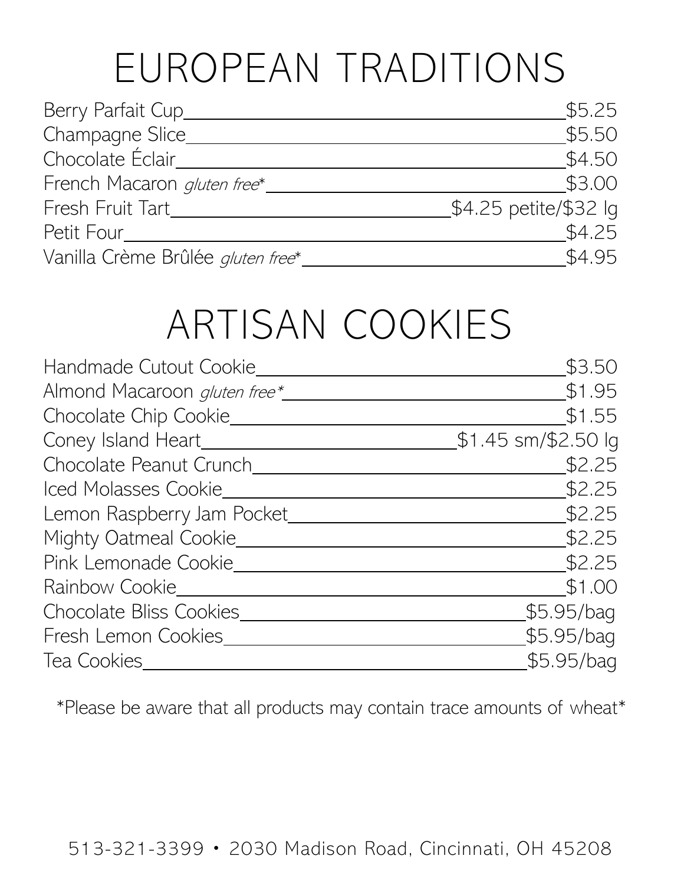# EUROPEAN TRADITIONS

| Item | Price |
| --- | --- |
| Berry Parfait Cup | $5.25 |
| Champagne Slice | $5.50 |
| Chocolate Éclair | $4.50 |
| French Macaron *gluten free** | $3.00 |
| Fresh Fruit Tart | $4.25 petite/$32 lg |
| Petit Four | $4.25 |
| Vanilla Crème Brûlée *gluten free** | $4.95 |

# ARTISAN COOKIES

| Item | Price |
| --- | --- |
| Handmade Cutout Cookie | $3.50 |
| Almond Macaroon *gluten free** | $1.95 |
| Chocolate Chip Cookie | $1.55 |
| Coney Island Heart | $1.45 sm/$2.50 lg |
| Chocolate Peanut Crunch | $2.25 |
| Iced Molasses Cookie | $2.25 |
| Lemon Raspberry Jam Pocket | $2.25 |
| Mighty Oatmeal Cookie | $2.25 |
| Pink Lemonade Cookie | $2.25 |
| Rainbow Cookie | $1.00 |
| Chocolate Bliss Cookies | $5.95/bag |
| Fresh Lemon Cookies | $5.95/bag |
| Tea Cookies | $5.95/bag |

*Please be aware that all products may contain trace amounts of wheat*

513-321-3399 • 2030 Madison Road, Cincinnati, OH 45208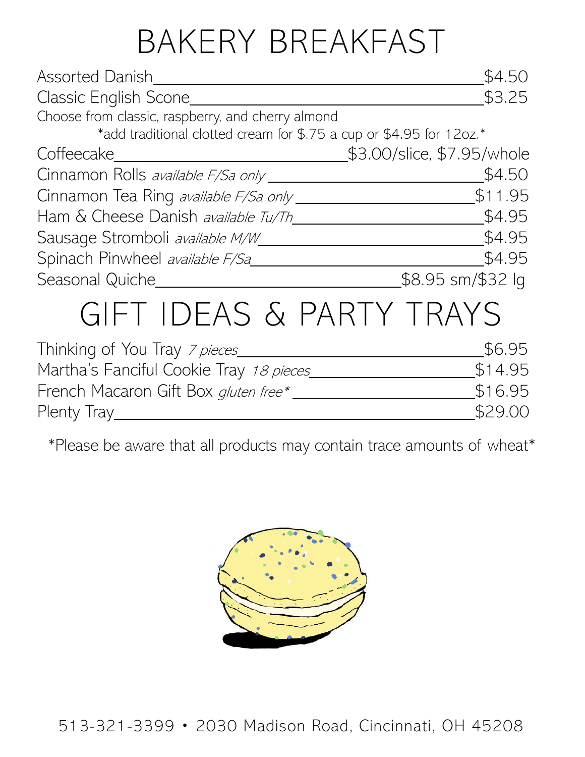# BAKERY BREAKFAST

Assorted Danish \$4.50

Classic English Scone \$3.25

Choose from classic, raspberry, and cherry almond

*add traditional clotted cream for \$.75 a cup or \$4.95 for 12oz.*

Coffeecake \$3.00/slice, \$7.95/whole

Cinnamon Rolls *available F/Sa only* \$4.50

Cinnamon Tea Ring *available F/Sa only* \$11.95

Ham & Cheese Danish *available Tu/Th* \$4.95

Sausage Stromboli *available M/W* \$4.95

Spinach Pinwheel *available F/Sa* \$4.95

Seasonal Quiche \$8.95 sm/\$32 lg

# GIFT IDEAS & PARTY TRAYS

Thinking of You Tray *7 pieces* \$6.95

Martha's Fanciful Cookie Tray *18 pieces* \$14.95

French Macaron Gift Box *gluten free** \$16.95

Plenty Tray \$29.00

*Please be aware that all products may contain trace amounts of wheat*

513-321-3399 • 2030 Madison Road, Cincinnati, OH 45208